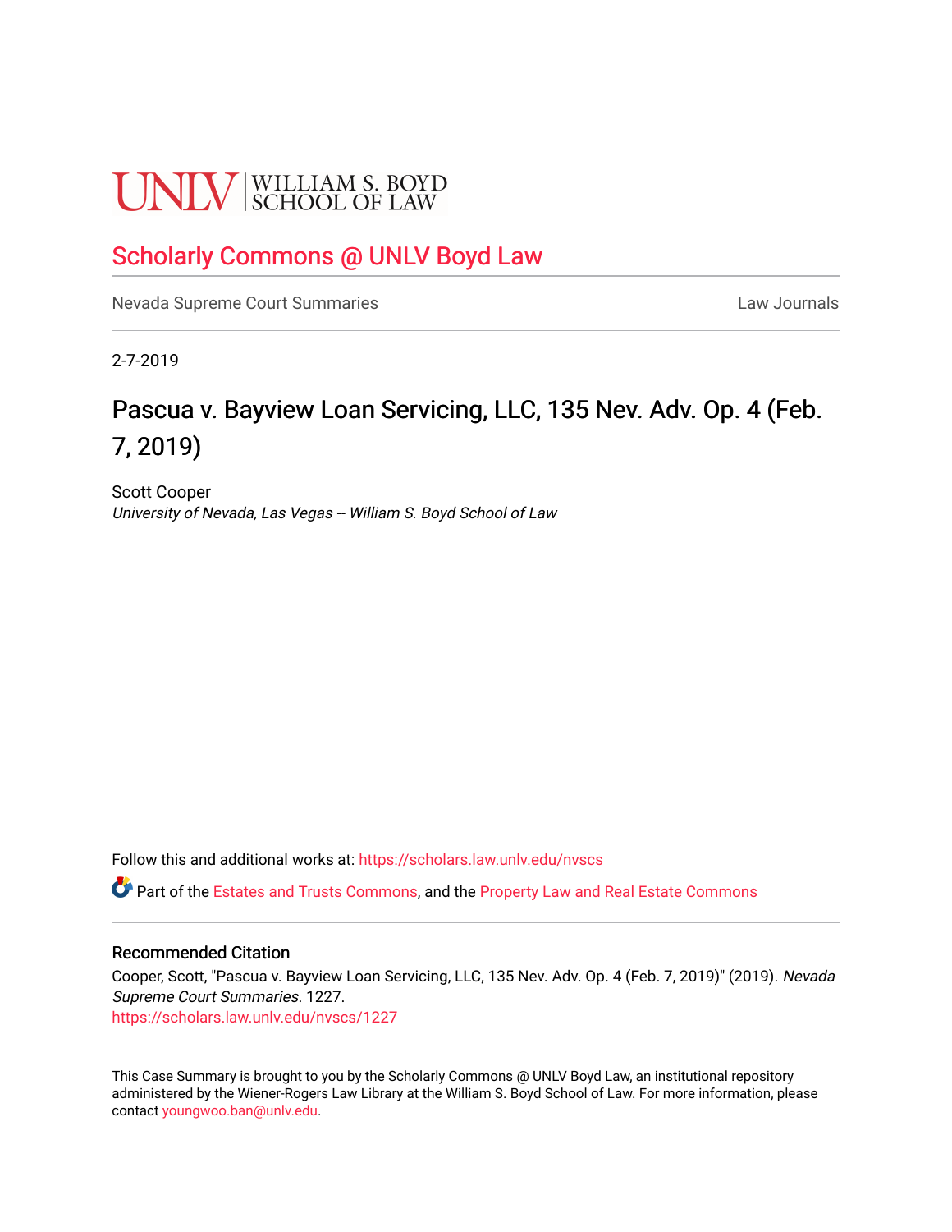UNLV | WILLIAM S. BOYD SCHOOL OF LAW

# Scholarly Commons @ UNLV Boyd Law

Nevada Supreme Court Summaries | Law Journals

2-7-2019

## Pascua v. Bayview Loan Servicing, LLC, 135 Nev. Adv. Op. 4 (Feb. 7, 2019)

Scott Cooper
*University of Nevada, Las Vegas -- William S. Boyd School of Law*

Follow this and additional works at: https://scholars.law.unlv.edu/nvscs

Part of the Estates and Trusts Commons, and the Property Law and Real Estate Commons

### Recommended Citation

Cooper, Scott, "Pascua v. Bayview Loan Servicing, LLC, 135 Nev. Adv. Op. 4 (Feb. 7, 2019)" (2019). *Nevada Supreme Court Summaries*. 1227.
https://scholars.law.unlv.edu/nvscs/1227

This Case Summary is brought to you by the Scholarly Commons @ UNLV Boyd Law, an institutional repository administered by the Wiener-Rogers Law Library at the William S. Boyd School of Law. For more information, please contact youngwoo.ban@unlv.edu.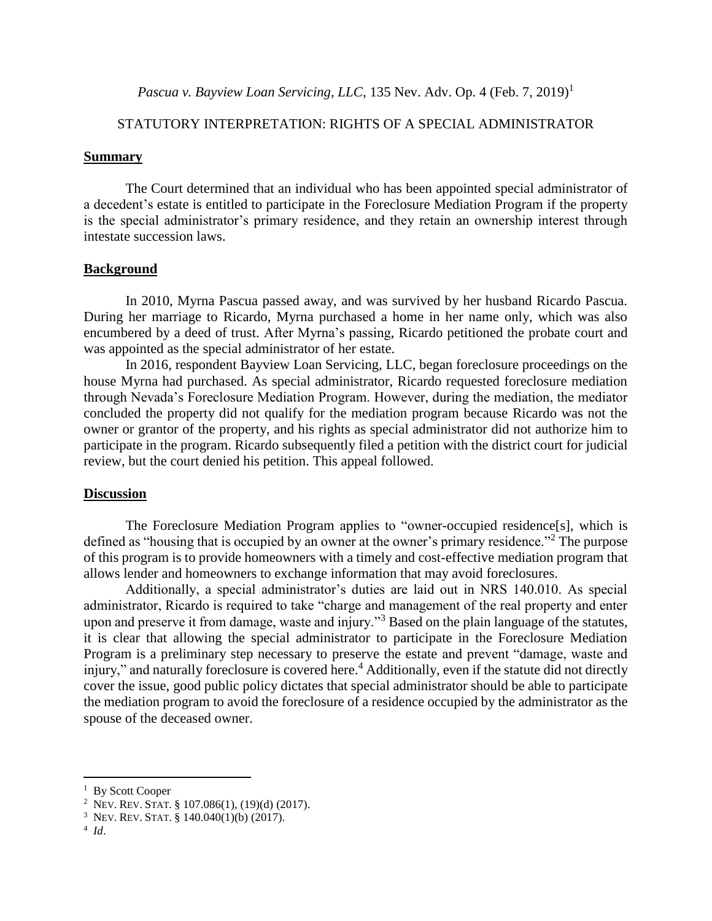*Pascua v. Bayview Loan Servicing, LLC*, 135 Nev. Adv. Op. 4 (Feb. 7, 2019)[1]

STATUTORY INTERPRETATION: RIGHTS OF A SPECIAL ADMINISTRATOR

## Summary

The Court determined that an individual who has been appointed special administrator of a decedent's estate is entitled to participate in the Foreclosure Mediation Program if the property is the special administrator's primary residence, and they retain an ownership interest through intestate succession laws.

## Background

In 2010, Myrna Pascua passed away, and was survived by her husband Ricardo Pascua. During her marriage to Ricardo, Myrna purchased a home in her name only, which was also encumbered by a deed of trust. After Myrna's passing, Ricardo petitioned the probate court and was appointed as the special administrator of her estate.

In 2016, respondent Bayview Loan Servicing, LLC, began foreclosure proceedings on the house Myrna had purchased. As special administrator, Ricardo requested foreclosure mediation through Nevada's Foreclosure Mediation Program. However, during the mediation, the mediator concluded the property did not qualify for the mediation program because Ricardo was not the owner or grantor of the property, and his rights as special administrator did not authorize him to participate in the program. Ricardo subsequently filed a petition with the district court for judicial review, but the court denied his petition. This appeal followed.

## Discussion

The Foreclosure Mediation Program applies to "owner-occupied residence[s], which is defined as "housing that is occupied by an owner at the owner's primary residence."[2] The purpose of this program is to provide homeowners with a timely and cost-effective mediation program that allows lender and homeowners to exchange information that may avoid foreclosures.

Additionally, a special administrator's duties are laid out in NRS 140.010. As special administrator, Ricardo is required to take "charge and management of the real property and enter upon and preserve it from damage, waste and injury."[3] Based on the plain language of the statutes, it is clear that allowing the special administrator to participate in the Foreclosure Mediation Program is a preliminary step necessary to preserve the estate and prevent "damage, waste and injury," and naturally foreclosure is covered here.[4] Additionally, even if the statute did not directly cover the issue, good public policy dictates that special administrator should be able to participate the mediation program to avoid the foreclosure of a residence occupied by the administrator as the spouse of the deceased owner.

---

[1] By Scott Cooper

[2] NEV. REV. STAT. § 107.086(1), (19)(d) (2017).

[3] NEV. REV. STAT. § 140.040(1)(b) (2017).

[4] *Id*.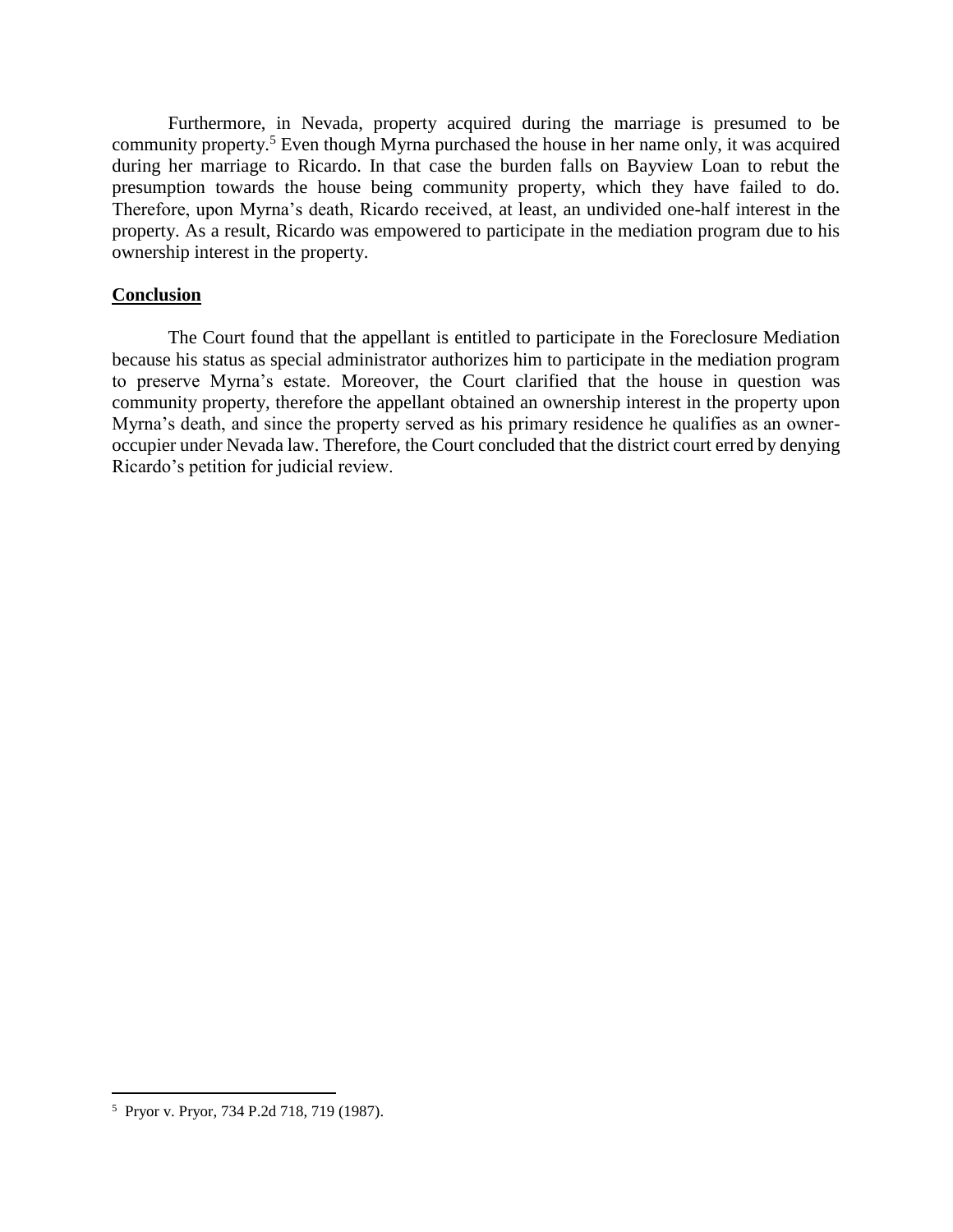Furthermore, in Nevada, property acquired during the marriage is presumed to be community property.[5] Even though Myrna purchased the house in her name only, it was acquired during her marriage to Ricardo. In that case the burden falls on Bayview Loan to rebut the presumption towards the house being community property, which they have failed to do. Therefore, upon Myrna's death, Ricardo received, at least, an undivided one-half interest in the property. As a result, Ricardo was empowered to participate in the mediation program due to his ownership interest in the property.

## Conclusion

The Court found that the appellant is entitled to participate in the Foreclosure Mediation because his status as special administrator authorizes him to participate in the mediation program to preserve Myrna's estate. Moreover, the Court clarified that the house in question was community property, therefore the appellant obtained an ownership interest in the property upon Myrna's death, and since the property served as his primary residence he qualifies as an owner-occupier under Nevada law. Therefore, the Court concluded that the district court erred by denying Ricardo's petition for judicial review.

---

[5] Pryor v. Pryor, 734 P.2d 718, 719 (1987).